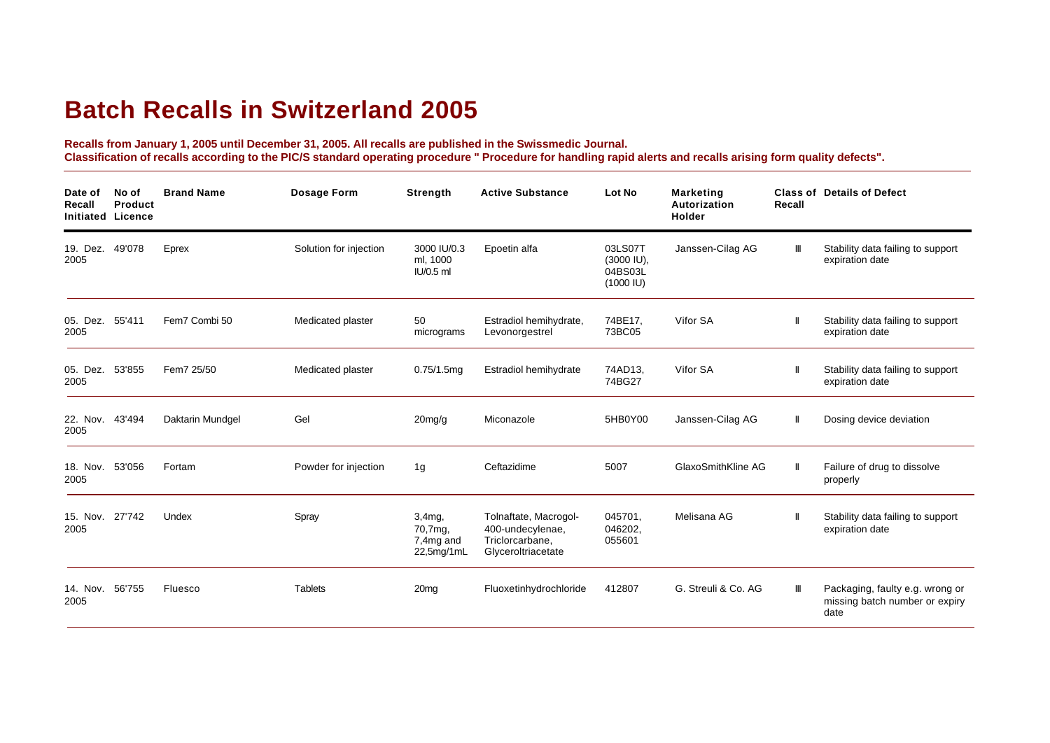# Batch Recalls in Switzerland 2005

**Recalls from January 1, 2005 until December 31, 2005. All recalls are published in the Swissmedic Journal.**
**Classification of recalls according to the PIC/S standard operating procedure " Procedure for handling rapid alerts and recalls arising form quality defects".**

| Date of Recall Initiated | No of Product Licence | Brand Name | Dosage Form | Strength | Active Substance | Lot No | Marketing Autorization Holder | Class of Recall | Details of Defect |
|---|---|---|---|---|---|---|---|---|---|
| 19. Dez. 2005 | 49'078 | Eprex | Solution for injection | 3000 IU/0.3 ml, 1000 IU/0.5 ml | Epoetin alfa | 03LS07T (3000 IU), 04BS03L (1000 IU) | Janssen-Cilag AG | III | Stability data failing to support expiration date |
| 05. Dez. 2005 | 55'411 | Fem7 Combi 50 | Medicated plaster | 50 micrograms | Estradiol hemihydrate, Levonorgestrel | 74BE17, 73BC05 | Vifor SA | II | Stability data failing to support expiration date |
| 05. Dez. 2005 | 53'855 | Fem7 25/50 | Medicated plaster | 0.75/1.5mg | Estradiol hemihydrate | 74AD13, 74BG27 | Vifor SA | II | Stability data failing to support expiration date |
| 22. Nov. 2005 | 43'494 | Daktarin Mundgel | Gel | 20mg/g | Miconazole | 5HB0Y00 | Janssen-Cilag AG | II | Dosing device deviation |
| 18. Nov. 2005 | 53'056 | Fortam | Powder for injection | 1g | Ceftazidime | 5007 | GlaxoSmithKline AG | II | Failure of drug to dissolve properly |
| 15. Nov. 2005 | 27'742 | Undex | Spray | 3,4mg, 70,7mg, 7,4mg and 22,5mg/1mL | Tolnaftate, Macrogol-400-undecylenae, Triclorcarbane, Glyceroltriacetate | 045701, 046202, 055601 | Melisana AG | II | Stability data failing to support expiration date |
| 14. Nov. 2005 | 56'755 | Fluesco | Tablets | 20mg | Fluoxetinhydrochloride | 412807 | G. Streuli & Co. AG | III | Packaging, faulty e.g. wrong or missing batch number or expiry date |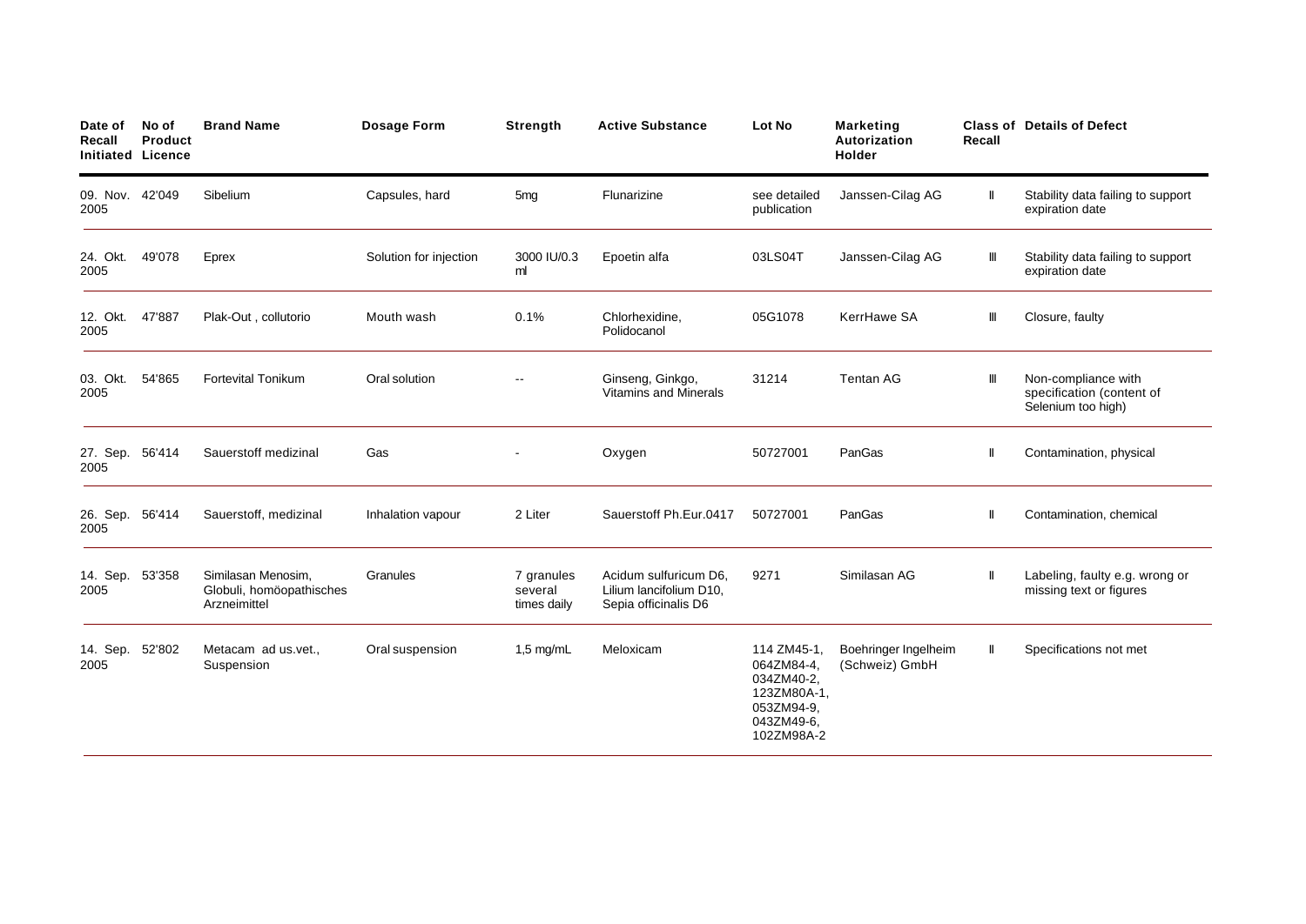| Date of Recall Initiated | No of Product Licence | Brand Name | Dosage Form | Strength | Active Substance | Lot No | Marketing Autorization Holder | Class of Recall | Details of Defect |
|---|---|---|---|---|---|---|---|---|---|
| 09. Nov. 2005 | 42'049 | Sibelium | Capsules, hard | 5mg | Flunarizine | see detailed publication | Janssen-Cilag AG | II | Stability data failing to support expiration date |
| 24. Okt. 2005 | 49'078 | Eprex | Solution for injection | 3000 IU/0.3 ml | Epoetin alfa | 03LS04T | Janssen-Cilag AG | III | Stability data failing to support expiration date |
| 12. Okt. 2005 | 47'887 | Plak-Out , collutorio | Mouth wash | 0.1% | Chlorhexidine, Polidocanol | 05G1078 | KerrHawe SA | III | Closure, faulty |
| 03. Okt. 2005 | 54'865 | Fortevital Tonikum | Oral solution | -- | Ginseng, Ginkgo, Vitamins and Minerals | 31214 | Tentan AG | III | Non-compliance with specification (content of Selenium too high) |
| 27. Sep. 2005 | 56'414 | Sauerstoff medizinal | Gas | - | Oxygen | 50727001 | PanGas | II | Contamination, physical |
| 26. Sep. 2005 | 56'414 | Sauerstoff, medizinal | Inhalation vapour | 2 Liter | Sauerstoff Ph.Eur.0417 | 50727001 | PanGas | II | Contamination, chemical |
| 14. Sep. 2005 | 53'358 | Similasan Menosim, Globuli, homöopathisches Arzneimittel | Granules | 7 granules several times daily | Acidum sulfuricum D6, Lilium lancifolium D10, Sepia officinalis D6 | 9271 | Similasan AG | II | Labeling, faulty e.g. wrong or missing text or figures |
| 14. Sep. 2005 | 52'802 | Metacam ad us.vet., Suspension | Oral suspension | 1,5 mg/mL | Meloxicam | 114 ZM45-1, 064ZM84-4, 034ZM40-2, 123ZM80A-1, 053ZM94-9, 043ZM49-6, 102ZM98A-2 | Boehringer Ingelheim (Schweiz) GmbH | II | Specifications not met |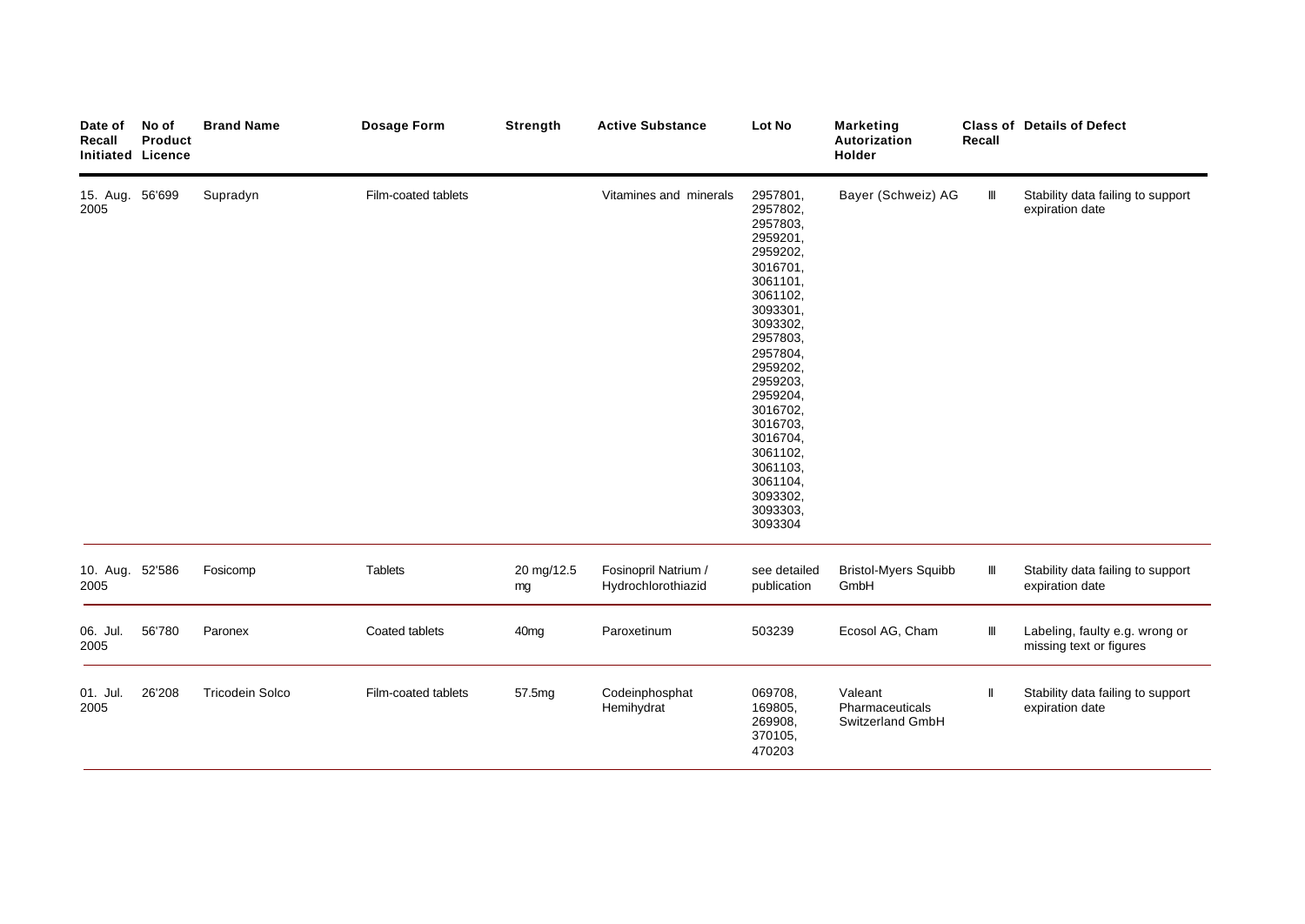| Date of Recall Initiated | No of Product Licence | Brand Name | Dosage Form | Strength | Active Substance | Lot No | Marketing Autorization Holder | Class of Recall | Details of Defect |
|---|---|---|---|---|---|---|---|---|---|
| 15. Aug. 2005 | 56'699 | Supradyn | Film-coated tablets | | Vitamines and minerals | 2957801, 2957802, 2957803, 2959201, 2959202, 3016701, 3061101, 3061102, 3093301, 3093302, 2957803, 2957804, 2959202, 2959203, 2959204, 3016702, 3016703, 3016704, 3061102, 3061103, 3061104, 3093302, 3093303, 3093304 | Bayer (Schweiz) AG | III | Stability data failing to support expiration date |
| 10. Aug. 2005 | 52'586 | Fosicomp | Tablets | 20 mg/12.5 mg | Fosinopril Natrium / Hydrochlorothiazid | see detailed publication | Bristol-Myers Squibb GmbH | III | Stability data failing to support expiration date |
| 06. Jul. 2005 | 56'780 | Paronex | Coated tablets | 40mg | Paroxetinum | 503239 | Ecosol AG, Cham | III | Labeling, faulty e.g. wrong or missing text or figures |
| 01. Jul. 2005 | 26'208 | Tricodein Solco | Film-coated tablets | 57.5mg | Codeinphosphat Hemihydrat | 069708, 169805, 269908, 370105, 470203 | Valeant Pharmaceuticals Switzerland GmbH | II | Stability data failing to support expiration date |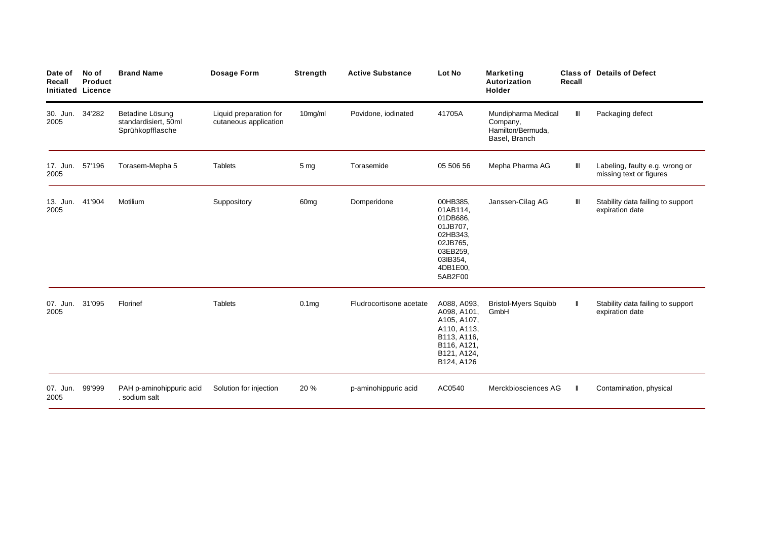| Date of Recall Initiated | No of Product Licence | Brand Name | Dosage Form | Strength | Active Substance | Lot No | Marketing Autorization Holder | Class of Recall | Details of Defect |
|---|---|---|---|---|---|---|---|---|---|
| 30. Jun. 2005 | 34'282 | Betadine Lösung standardisiert, 50ml Sprühkopfflasche | Liquid preparation for cutaneous application | 10mg/ml | Povidone, iodinated | 41705A | Mundipharma Medical Company, Hamilton/Bermuda, Basel, Branch | III | Packaging defect |
| 17. Jun. 2005 | 57'196 | Torasem-Mepha 5 | Tablets | 5 mg | Torasemide | 05 506 56 | Mepha Pharma AG | III | Labeling, faulty e.g. wrong or missing text or figures |
| 13. Jun. 2005 | 41'904 | Motilium | Suppository | 60mg | Domperidone | 00HB385, 01AB114, 01DB686, 01JB707, 02HB343, 02JB765, 03EB259, 03IB354, 4DB1E00, 5AB2F00 | Janssen-Cilag AG | III | Stability data failing to support expiration date |
| 07. Jun. 2005 | 31'095 | Florinef | Tablets | 0.1mg | Fludrocortisone acetate | A088, A093, A098, A101, A105, A107, A110, A113, B113, A116, B116, A121, B121, A124, B124, A126 | Bristol-Myers Squibb GmbH | II | Stability data failing to support expiration date |
| 07. Jun. 2005 | 99'999 | PAH p-aminohippuric acid . sodium salt | Solution for injection | 20 % | p-aminohippuric acid | AC0540 | Merckbiosciences AG | II | Contamination, physical |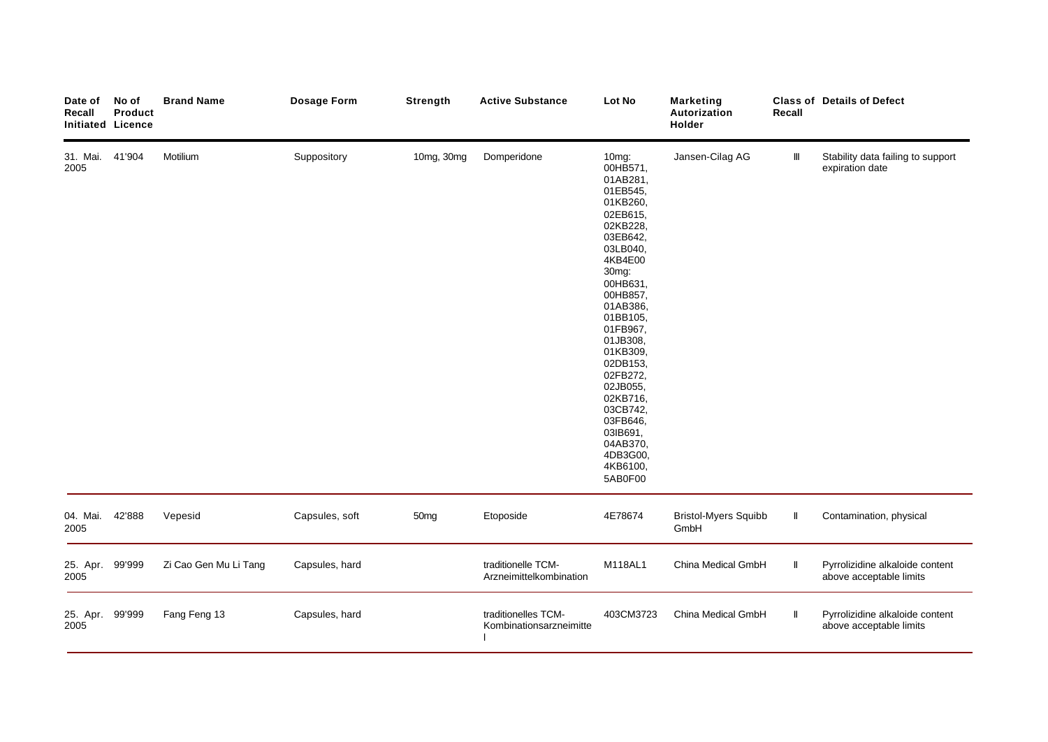| Date of Recall Initiated | No of Product Licence | Brand Name | Dosage Form | Strength | Active Substance | Lot No | Marketing Autorization Holder | Class of Recall | Details of Defect |
|---|---|---|---|---|---|---|---|---|---|
| 31. Mai. 2005 | 41'904 | Motilium | Suppository | 10mg, 30mg | Domperidone | 10mg: 00HB571, 01AB281, 01EB545, 01KB260, 02EB615, 02KB228, 03EB642, 03LB040, 4KB4E00 30mg: 00HB631, 00HB857, 01AB386, 01BB105, 01FB967, 01JB308, 01KB309, 02DB153, 02FB272, 02JB055, 02KB716, 03CB742, 03FB646, 03IB691, 04AB370, 4DB3G00, 4KB6100, 5AB0F00 | Jansen-Cilag AG | III | Stability data failing to support expiration date |
| 04. Mai. 2005 | 42'888 | Vepesid | Capsules, soft | 50mg | Etoposide | 4E78674 | Bristol-Myers Squibb GmbH | II | Contamination, physical |
| 25. Apr. 2005 | 99'999 | Zi Cao Gen Mu Li Tang | Capsules, hard | | traditionelle TCM-Arzneimittelkombination | M118AL1 | China Medical GmbH | II | Pyrrolizidine alkaloide content above acceptable limits |
| 25. Apr. 2005 | 99'999 | Fang Feng 13 | Capsules, hard | | traditionelles TCM-Kombinationsarzneimittel | 403CM3723 | China Medical GmbH | II | Pyrrolizidine alkaloide content above acceptable limits |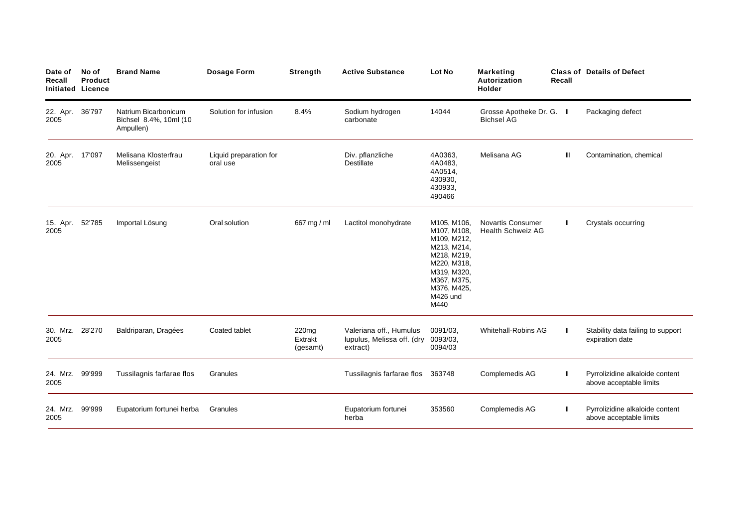| Date of Recall Initiated | No of Product Licence | Brand Name | Dosage Form | Strength | Active Substance | Lot No | Marketing Autorization Holder | Class of Recall | Details of Defect |
|---|---|---|---|---|---|---|---|---|---|
| 22. Apr. 2005 | 36'797 | Natrium Bicarbonicum Bichsel 8.4%, 10ml (10 Ampullen) | Solution for infusion | 8.4% | Sodium hydrogen carbonate | 14044 | Grosse Apotheke Dr. G. Bichsel AG | II | Packaging defect |
| 20. Apr. 2005 | 17'097 | Melisana Klosterfrau Melissengeist | Liquid preparation for oral use | | Div. pflanzliche Destillate | 4A0363, 4A0483, 4A0514, 430930, 430933, 490466 | Melisana AG | III | Contamination, chemical |
| 15. Apr. 2005 | 52'785 | Importal Lösung | Oral solution | 667 mg / ml | Lactitol monohydrate | M105, M106, M107, M108, M109, M212, M213, M214, M218, M219, M220, M318, M319, M320, M367, M375, M376, M425, M426 und M440 | Novartis Consumer Health Schweiz AG | II | Crystals occurring |
| 30. Mrz. 2005 | 28'270 | Baldriparan, Dragées | Coated tablet | 220mg Extrakt (gesamt) | Valeriana off., Humulus lupulus, Melissa off. (dry extract) | 0091/03, 0093/03, 0094/03 | Whitehall-Robins AG | II | Stability data failing to support expiration date |
| 24. Mrz. 2005 | 99'999 | Tussilagnis farfarae flos | Granules | | Tussilagnis farfarae flos | 363748 | Complemedis AG | II | Pyrrolizidine alkaloide content above acceptable limits |
| 24. Mrz. 2005 | 99'999 | Eupatorium fortunei herba | Granules | | Eupatorium fortunei herba | 353560 | Complemedis AG | II | Pyrrolizidine alkaloide content above acceptable limits |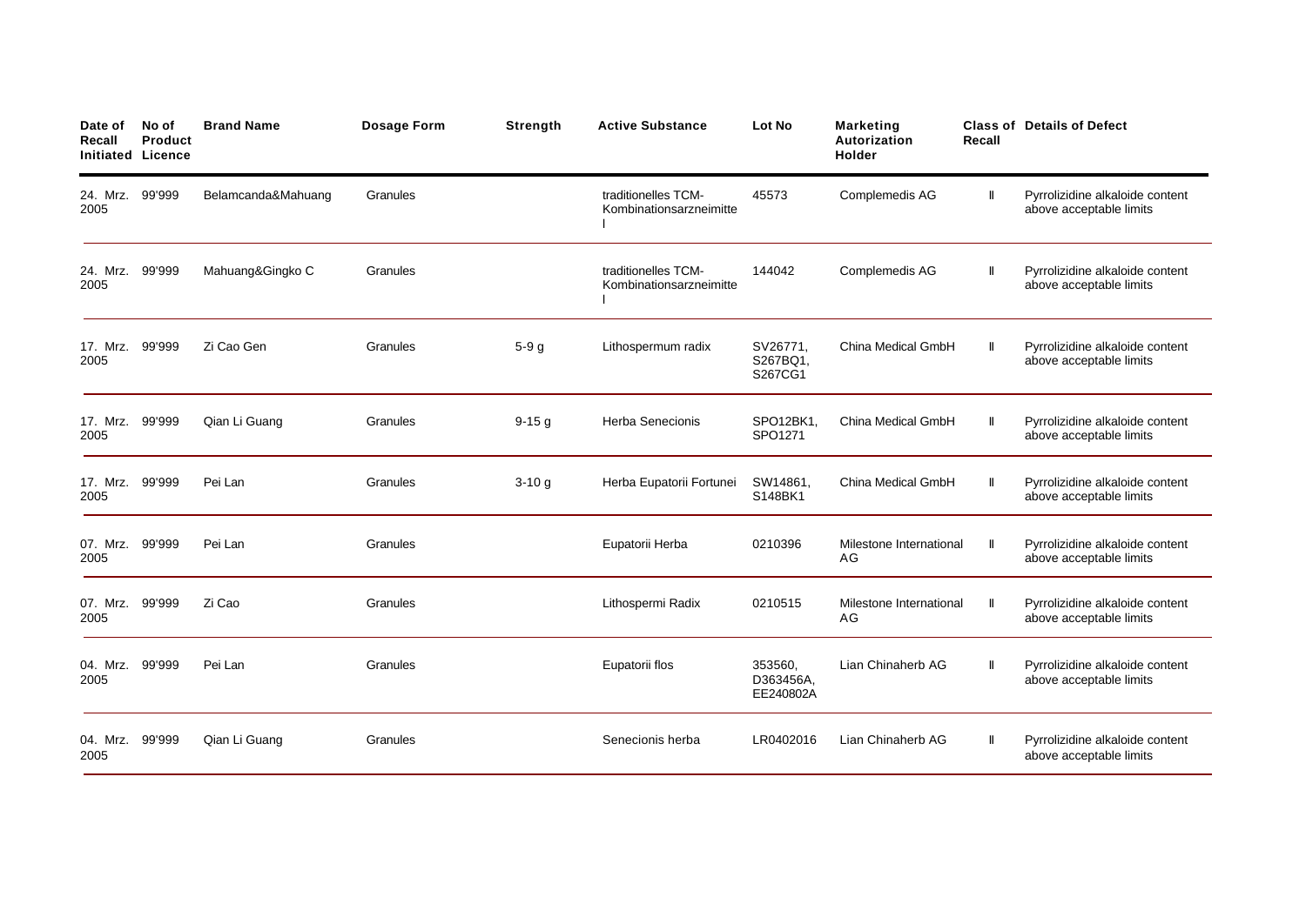| Date of Recall Initiated | No of Product Licence | Brand Name | Dosage Form | Strength | Active Substance | Lot No | Marketing Autorization Holder | Class of Recall | Details of Defect |
|---|---|---|---|---|---|---|---|---|---|
| 24. Mrz. 2005 | 99'999 | Belamcanda&Mahuang | Granules | | traditionelles TCM-Kombinationsarzneimittel | 45573 | Complemedis AG | II | Pyrrolizidine alkaloide content above acceptable limits |
| 24. Mrz. 2005 | 99'999 | Mahuang&Gingko C | Granules | | traditionelles TCM-Kombinationsarzneimittel | 144042 | Complemedis AG | II | Pyrrolizidine alkaloide content above acceptable limits |
| 17. Mrz. 2005 | 99'999 | Zi Cao Gen | Granules | 5-9 g | Lithospermum radix | SV26771, S267BQ1, S267CG1 | China Medical GmbH | II | Pyrrolizidine alkaloide content above acceptable limits |
| 17. Mrz. 2005 | 99'999 | Qian Li Guang | Granules | 9-15 g | Herba Senecionis | SPO12BK1, SPO1271 | China Medical GmbH | II | Pyrrolizidine alkaloide content above acceptable limits |
| 17. Mrz. 2005 | 99'999 | Pei Lan | Granules | 3-10 g | Herba Eupatorii Fortunei | SW14861, S148BK1 | China Medical GmbH | II | Pyrrolizidine alkaloide content above acceptable limits |
| 07. Mrz. 2005 | 99'999 | Pei Lan | Granules | | Eupatorii Herba | 0210396 | Milestone International AG | II | Pyrrolizidine alkaloide content above acceptable limits |
| 07. Mrz. 2005 | 99'999 | Zi Cao | Granules | | Lithospermi Radix | 0210515 | Milestone International AG | II | Pyrrolizidine alkaloide content above acceptable limits |
| 04. Mrz. 2005 | 99'999 | Pei Lan | Granules | | Eupatorii flos | 353560, D363456A, EE240802A | Lian Chinaherb AG | II | Pyrrolizidine alkaloide content above acceptable limits |
| 04. Mrz. 2005 | 99'999 | Qian Li Guang | Granules | | Senecionis herba | LR0402016 | Lian Chinaherb AG | II | Pyrrolizidine alkaloide content above acceptable limits |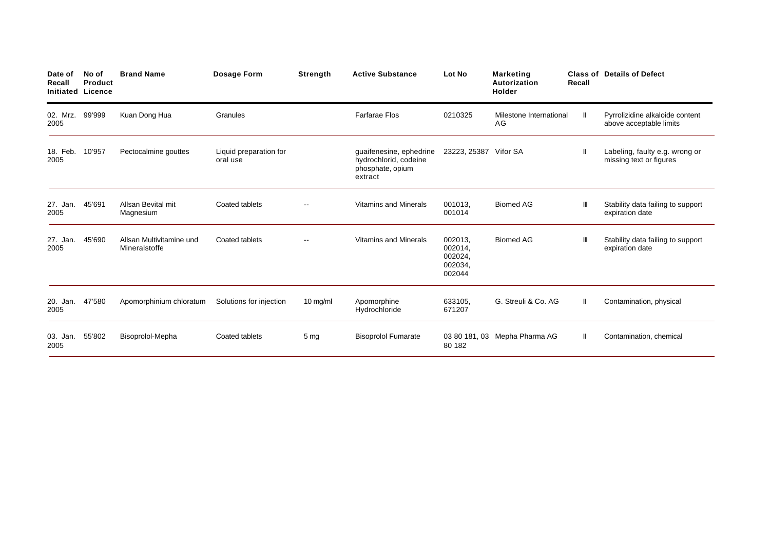| Date of Recall Initiated | No of Product Licence | Brand Name | Dosage Form | Strength | Active Substance | Lot No | Marketing Autorization Holder | Class of Recall | Details of Defect |
|---|---|---|---|---|---|---|---|---|---|
| 02. Mrz. 2005 | 99'999 | Kuan Dong Hua | Granules | | Farfarae Flos | 0210325 | Milestone International AG | II | Pyrrolizidine alkaloide content above acceptable limits |
| 18. Feb. 2005 | 10'957 | Pectocalmine gouttes | Liquid preparation for oral use | | guaifenesine, ephedrine hydrochlorid, codeine phosphate, opium extract | 23223, 25387 | Vifor SA | II | Labeling, faulty e.g. wrong or missing text or figures |
| 27. Jan. 2005 | 45'691 | Allsan Bevital mit Magnesium | Coated tablets | -- | Vitamins and Minerals | 001013, 001014 | Biomed AG | III | Stability data failing to support expiration date |
| 27. Jan. 2005 | 45'690 | Allsan Multivitamine und Mineralstoffe | Coated tablets | -- | Vitamins and Minerals | 002013, 002014, 002024, 002034, 002044 | Biomed AG | III | Stability data failing to support expiration date |
| 20. Jan. 2005 | 47'580 | Apomorphinium chloratum | Solutions for injection | 10 mg/ml | Apomorphine Hydrochloride | 633105, 671207 | G. Streuli & Co. AG | II | Contamination, physical |
| 03. Jan. 2005 | 55'802 | Bisoprolol-Mepha | Coated tablets | 5 mg | Bisoprolol Fumarate | 03 80 181, 03 80 182 | Mepha Pharma AG | II | Contamination, chemical |